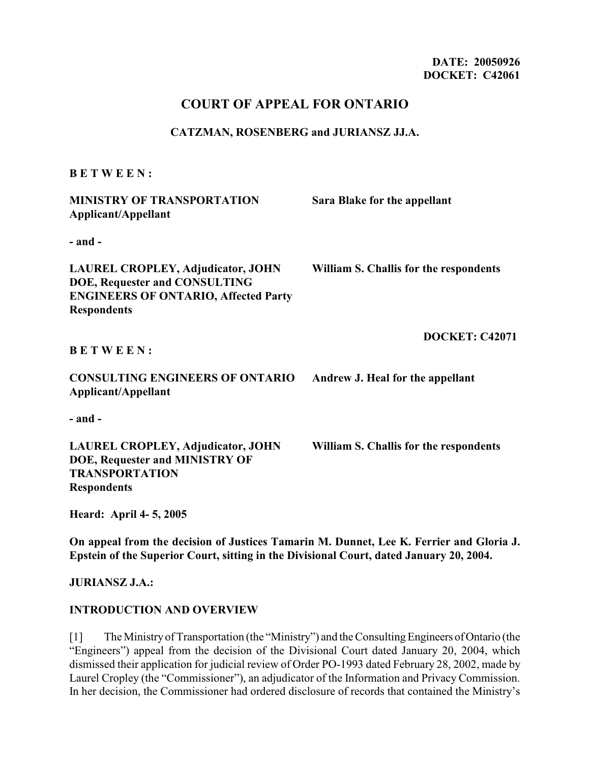**DATE: 20050926**
**DOCKET: C42061**

# COURT OF APPEAL FOR ONTARIO

**CATZMAN, ROSENBERG and JURIANSZ JJ.A.**

**B E T W E E N :**

**MINISTRY OF TRANSPORTATION**
**Applicant/Appellant**

**Sara Blake for the appellant**

**- and -**

**LAUREL CROPLEY, Adjudicator, JOHN DOE, Requester and CONSULTING ENGINEERS OF ONTARIO, Affected Party**
**Respondents**

**William S. Challis for the respondents**

**DOCKET: C42071**

**B E T W E E N :**

**CONSULTING ENGINEERS OF ONTARIO**
**Applicant/Appellant**

**Andrew J. Heal for the appellant**

**- and -**

**LAUREL CROPLEY, Adjudicator, JOHN DOE, Requester and MINISTRY OF TRANSPORTATION**
**Respondents**

**William S. Challis for the respondents**

**Heard: April 4- 5, 2005**

**On appeal from the decision of Justices Tamarin M. Dunnet, Lee K. Ferrier and Gloria J. Epstein of the Superior Court, sitting in the Divisional Court, dated January 20, 2004.**

**JURIANSZ J.A.:**

## INTRODUCTION AND OVERVIEW

[1] The Ministry of Transportation (the "Ministry") and the Consulting Engineers of Ontario (the "Engineers") appeal from the decision of the Divisional Court dated January 20, 2004, which dismissed their application for judicial review of Order PO-1993 dated February 28, 2002, made by Laurel Cropley (the "Commissioner"), an adjudicator of the Information and Privacy Commission. In her decision, the Commissioner had ordered disclosure of records that contained the Ministry's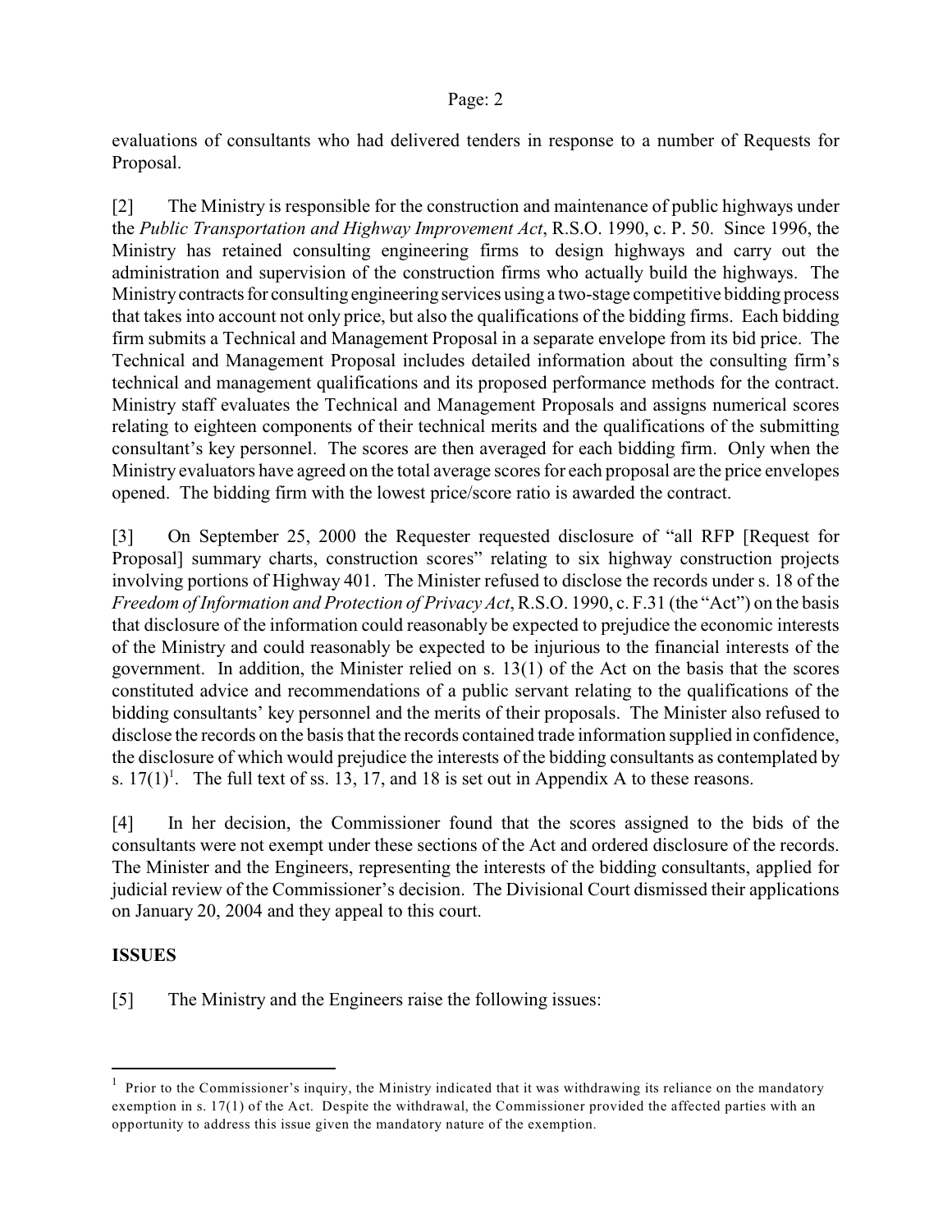evaluations of consultants who had delivered tenders in response to a number of Requests for Proposal.

[2] The Ministry is responsible for the construction and maintenance of public highways under the *Public Transportation and Highway Improvement Act*, R.S.O. 1990, c. P. 50. Since 1996, the Ministry has retained consulting engineering firms to design highways and carry out the administration and supervision of the construction firms who actually build the highways. The Ministry contracts for consulting engineering services using a two-stage competitive bidding process that takes into account not only price, but also the qualifications of the bidding firms. Each bidding firm submits a Technical and Management Proposal in a separate envelope from its bid price. The Technical and Management Proposal includes detailed information about the consulting firm's technical and management qualifications and its proposed performance methods for the contract. Ministry staff evaluates the Technical and Management Proposals and assigns numerical scores relating to eighteen components of their technical merits and the qualifications of the submitting consultant's key personnel. The scores are then averaged for each bidding firm. Only when the Ministry evaluators have agreed on the total average scores for each proposal are the price envelopes opened. The bidding firm with the lowest price/score ratio is awarded the contract.

[3] On September 25, 2000 the Requester requested disclosure of "all RFP [Request for Proposal] summary charts, construction scores" relating to six highway construction projects involving portions of Highway 401. The Minister refused to disclose the records under s. 18 of the *Freedom of Information and Protection of Privacy Act*, R.S.O. 1990, c. F.31 (the "Act") on the basis that disclosure of the information could reasonably be expected to prejudice the economic interests of the Ministry and could reasonably be expected to be injurious to the financial interests of the government. In addition, the Minister relied on s. 13(1) of the Act on the basis that the scores constituted advice and recommendations of a public servant relating to the qualifications of the bidding consultants' key personnel and the merits of their proposals. The Minister also refused to disclose the records on the basis that the records contained trade information supplied in confidence, the disclosure of which would prejudice the interests of the bidding consultants as contemplated by s. 17(1)[1]. The full text of ss. 13, 17, and 18 is set out in Appendix A to these reasons.

[4] In her decision, the Commissioner found that the scores assigned to the bids of the consultants were not exempt under these sections of the Act and ordered disclosure of the records. The Minister and the Engineers, representing the interests of the bidding consultants, applied for judicial review of the Commissioner's decision. The Divisional Court dismissed their applications on January 20, 2004 and they appeal to this court.

## ISSUES

[5] The Ministry and the Engineers raise the following issues:

---

[1] Prior to the Commissioner's inquiry, the Ministry indicated that it was withdrawing its reliance on the mandatory exemption in s. 17(1) of the Act. Despite the withdrawal, the Commissioner provided the affected parties with an opportunity to address this issue given the mandatory nature of the exemption.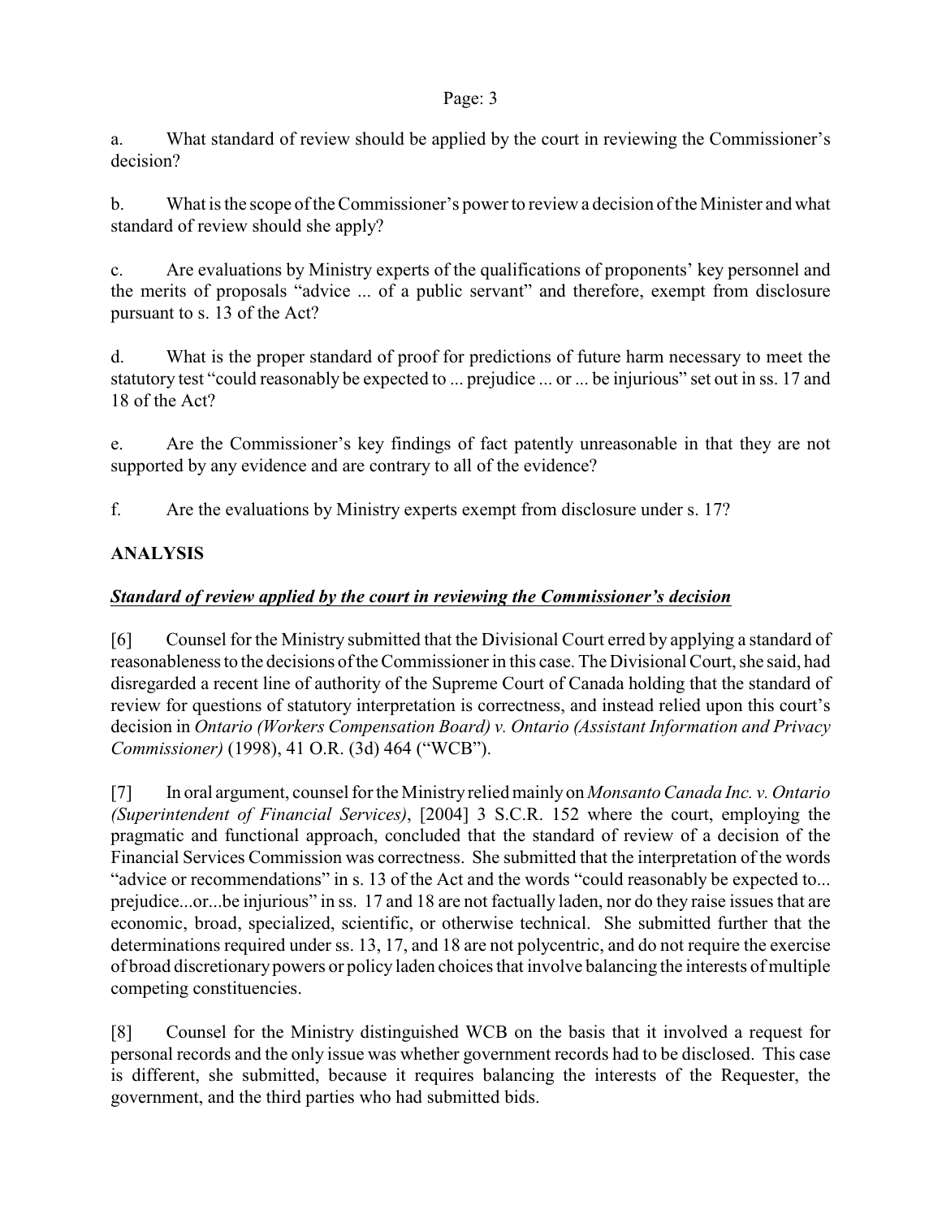a. What standard of review should be applied by the court in reviewing the Commissioner's decision?

b. What is the scope of the Commissioner's power to review a decision of the Minister and what standard of review should she apply?

c. Are evaluations by Ministry experts of the qualifications of proponents' key personnel and the merits of proposals "advice ... of a public servant" and therefore, exempt from disclosure pursuant to s. 13 of the Act?

d. What is the proper standard of proof for predictions of future harm necessary to meet the statutory test "could reasonably be expected to ... prejudice ... or ... be injurious" set out in ss. 17 and 18 of the Act?

e. Are the Commissioner's key findings of fact patently unreasonable in that they are not supported by any evidence and are contrary to all of the evidence?

f. Are the evaluations by Ministry experts exempt from disclosure under s. 17?

## ANALYSIS

### ***Standard of review applied by the court in reviewing the Commissioner's decision***

[6] Counsel for the Ministry submitted that the Divisional Court erred by applying a standard of reasonableness to the decisions of the Commissioner in this case. The Divisional Court, she said, had disregarded a recent line of authority of the Supreme Court of Canada holding that the standard of review for questions of statutory interpretation is correctness, and instead relied upon this court's decision in *Ontario (Workers Compensation Board) v. Ontario (Assistant Information and Privacy Commissioner)* (1998), 41 O.R. (3d) 464 ("WCB").

[7] In oral argument, counsel for the Ministry relied mainly on *Monsanto Canada Inc. v. Ontario (Superintendent of Financial Services)*, [2004] 3 S.C.R. 152 where the court, employing the pragmatic and functional approach, concluded that the standard of review of a decision of the Financial Services Commission was correctness. She submitted that the interpretation of the words "advice or recommendations" in s. 13 of the Act and the words "could reasonably be expected to... prejudice...or...be injurious" in ss. 17 and 18 are not factually laden, nor do they raise issues that are economic, broad, specialized, scientific, or otherwise technical. She submitted further that the determinations required under ss. 13, 17, and 18 are not polycentric, and do not require the exercise of broad discretionary powers or policy laden choices that involve balancing the interests of multiple competing constituencies.

[8] Counsel for the Ministry distinguished WCB on the basis that it involved a request for personal records and the only issue was whether government records had to be disclosed. This case is different, she submitted, because it requires balancing the interests of the Requester, the government, and the third parties who had submitted bids.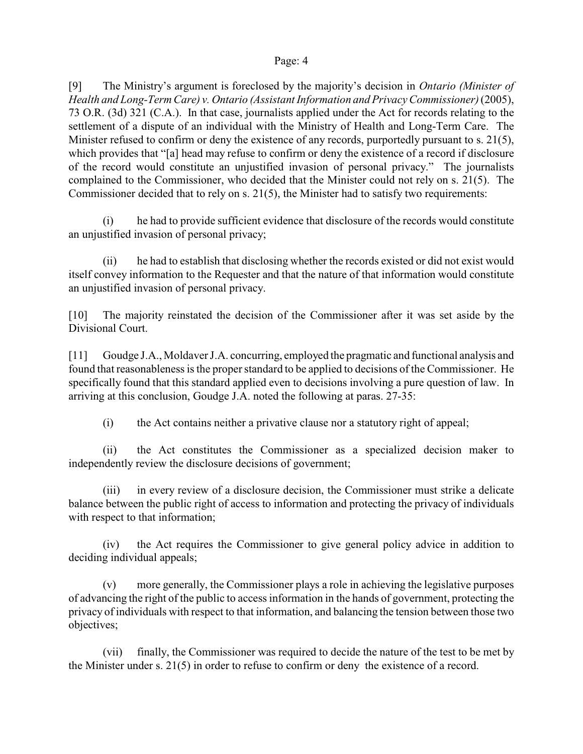[9] The Ministry's argument is foreclosed by the majority's decision in *Ontario (Minister of Health and Long-Term Care) v. Ontario (Assistant Information and Privacy Commissioner)* (2005), 73 O.R. (3d) 321 (C.A.). In that case, journalists applied under the Act for records relating to the settlement of a dispute of an individual with the Ministry of Health and Long-Term Care. The Minister refused to confirm or deny the existence of any records, purportedly pursuant to s. 21(5), which provides that "[a] head may refuse to confirm or deny the existence of a record if disclosure of the record would constitute an unjustified invasion of personal privacy." The journalists complained to the Commissioner, who decided that the Minister could not rely on s. 21(5). The Commissioner decided that to rely on s. 21(5), the Minister had to satisfy two requirements:

(i) he had to provide sufficient evidence that disclosure of the records would constitute an unjustified invasion of personal privacy;

(ii) he had to establish that disclosing whether the records existed or did not exist would itself convey information to the Requester and that the nature of that information would constitute an unjustified invasion of personal privacy.

[10] The majority reinstated the decision of the Commissioner after it was set aside by the Divisional Court.

[11] Goudge J.A., Moldaver J.A. concurring, employed the pragmatic and functional analysis and found that reasonableness is the proper standard to be applied to decisions of the Commissioner. He specifically found that this standard applied even to decisions involving a pure question of law. In arriving at this conclusion, Goudge J.A. noted the following at paras. 27-35:

(i) the Act contains neither a privative clause nor a statutory right of appeal;

(ii) the Act constitutes the Commissioner as a specialized decision maker to independently review the disclosure decisions of government;

(iii) in every review of a disclosure decision, the Commissioner must strike a delicate balance between the public right of access to information and protecting the privacy of individuals with respect to that information;

(iv) the Act requires the Commissioner to give general policy advice in addition to deciding individual appeals;

(v) more generally, the Commissioner plays a role in achieving the legislative purposes of advancing the right of the public to access information in the hands of government, protecting the privacy of individuals with respect to that information, and balancing the tension between those two objectives;

(vii) finally, the Commissioner was required to decide the nature of the test to be met by the Minister under s. 21(5) in order to refuse to confirm or deny the existence of a record.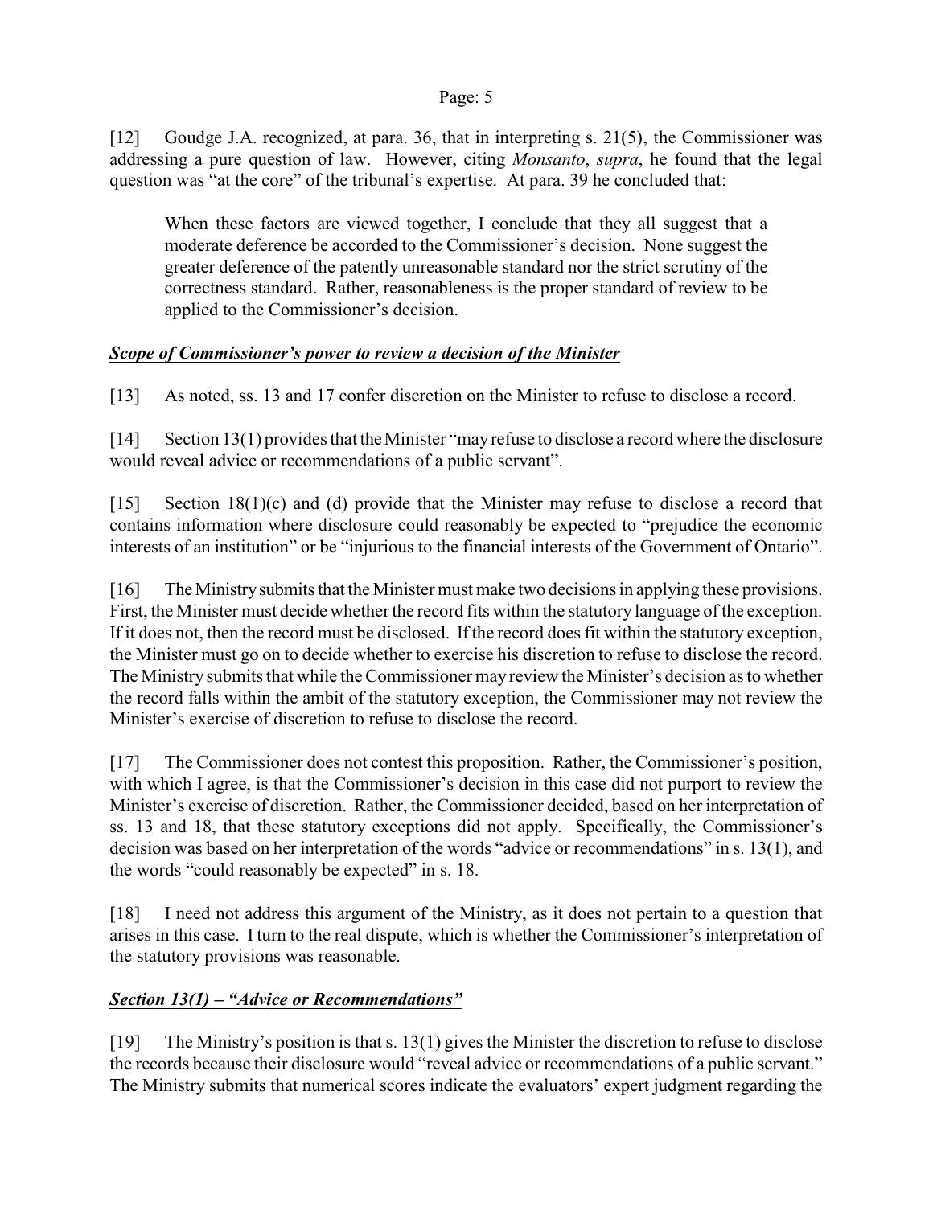[12] Goudge J.A. recognized, at para. 36, that in interpreting s. 21(5), the Commissioner was addressing a pure question of law. However, citing *Monsanto*, *supra*, he found that the legal question was "at the core" of the tribunal's expertise. At para. 39 he concluded that:

> When these factors are viewed together, I conclude that they all suggest that a moderate deference be accorded to the Commissioner's decision. None suggest the greater deference of the patently unreasonable standard nor the strict scrutiny of the correctness standard. Rather, reasonableness is the proper standard of review to be applied to the Commissioner's decision.

***Scope of Commissioner's power to review a decision of the Minister***

[13] As noted, ss. 13 and 17 confer discretion on the Minister to refuse to disclose a record.

[14] Section 13(1) provides that the Minister "may refuse to disclose a record where the disclosure would reveal advice or recommendations of a public servant".

[15] Section 18(1)(c) and (d) provide that the Minister may refuse to disclose a record that contains information where disclosure could reasonably be expected to "prejudice the economic interests of an institution" or be "injurious to the financial interests of the Government of Ontario".

[16] The Ministry submits that the Minister must make two decisions in applying these provisions. First, the Minister must decide whether the record fits within the statutory language of the exception. If it does not, then the record must be disclosed. If the record does fit within the statutory exception, the Minister must go on to decide whether to exercise his discretion to refuse to disclose the record. The Ministry submits that while the Commissioner may review the Minister's decision as to whether the record falls within the ambit of the statutory exception, the Commissioner may not review the Minister's exercise of discretion to refuse to disclose the record.

[17] The Commissioner does not contest this proposition. Rather, the Commissioner's position, with which I agree, is that the Commissioner's decision in this case did not purport to review the Minister's exercise of discretion. Rather, the Commissioner decided, based on her interpretation of ss. 13 and 18, that these statutory exceptions did not apply. Specifically, the Commissioner's decision was based on her interpretation of the words "advice or recommendations" in s. 13(1), and the words "could reasonably be expected" in s. 18.

[18] I need not address this argument of the Ministry, as it does not pertain to a question that arises in this case. I turn to the real dispute, which is whether the Commissioner's interpretation of the statutory provisions was reasonable.

***Section 13(1) – "Advice or Recommendations"***

[19] The Ministry's position is that s. 13(1) gives the Minister the discretion to refuse to disclose the records because their disclosure would "reveal advice or recommendations of a public servant." The Ministry submits that numerical scores indicate the evaluators' expert judgment regarding the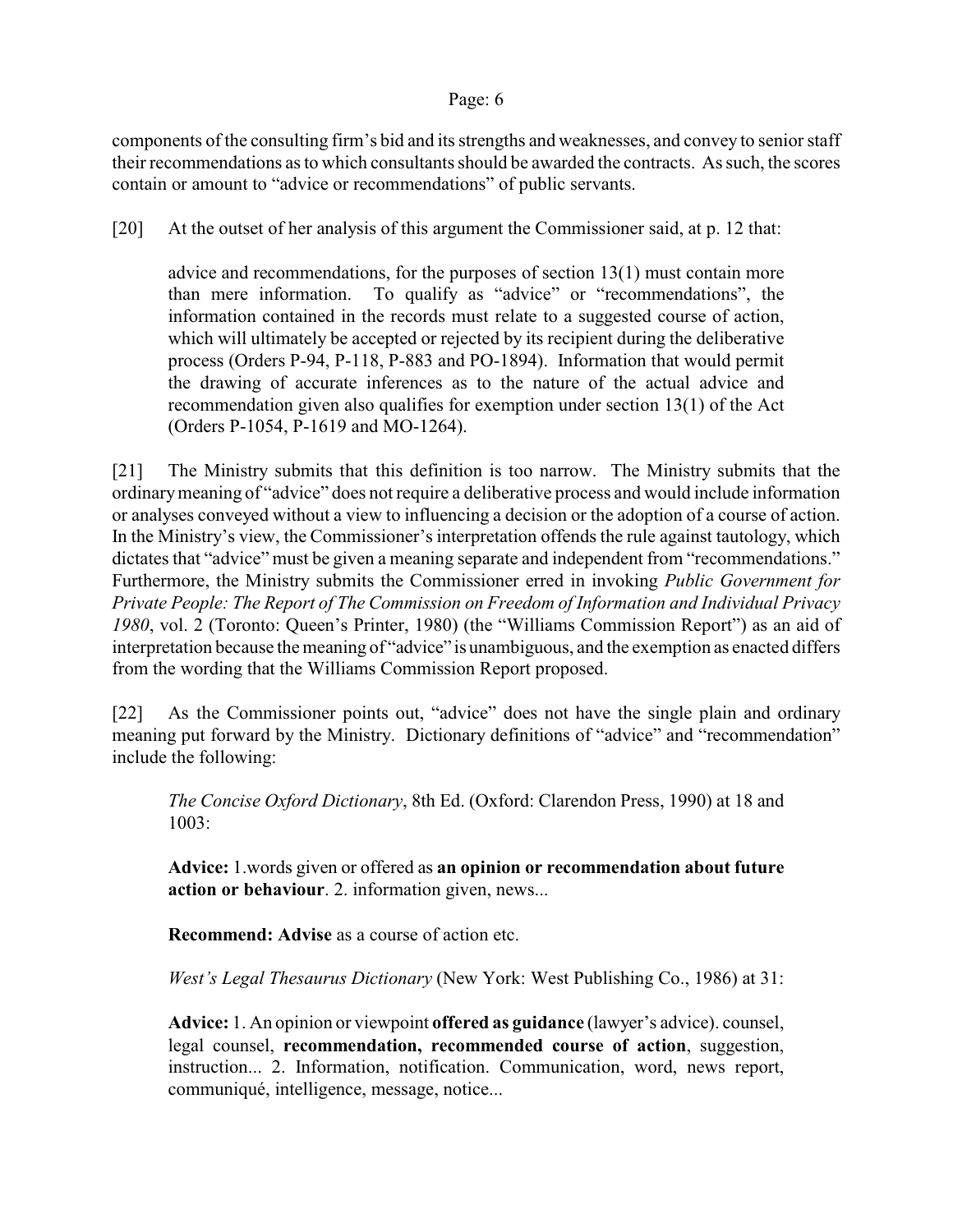components of the consulting firm's bid and its strengths and weaknesses, and convey to senior staff their recommendations as to which consultants should be awarded the contracts. As such, the scores contain or amount to "advice or recommendations" of public servants.

[20] At the outset of her analysis of this argument the Commissioner said, at p. 12 that:

> advice and recommendations, for the purposes of section 13(1) must contain more than mere information. To qualify as "advice" or "recommendations", the information contained in the records must relate to a suggested course of action, which will ultimately be accepted or rejected by its recipient during the deliberative process (Orders P-94, P-118, P-883 and PO-1894). Information that would permit the drawing of accurate inferences as to the nature of the actual advice and recommendation given also qualifies for exemption under section 13(1) of the Act (Orders P-1054, P-1619 and MO-1264).

[21] The Ministry submits that this definition is too narrow. The Ministry submits that the ordinary meaning of "advice" does not require a deliberative process and would include information or analyses conveyed without a view to influencing a decision or the adoption of a course of action. In the Ministry's view, the Commissioner's interpretation offends the rule against tautology, which dictates that "advice" must be given a meaning separate and independent from "recommendations." Furthermore, the Ministry submits the Commissioner erred in invoking *Public Government for Private People: The Report of The Commission on Freedom of Information and Individual Privacy 1980*, vol. 2 (Toronto: Queen's Printer, 1980) (the "Williams Commission Report") as an aid of interpretation because the meaning of "advice" is unambiguous, and the exemption as enacted differs from the wording that the Williams Commission Report proposed.

[22] As the Commissioner points out, "advice" does not have the single plain and ordinary meaning put forward by the Ministry. Dictionary definitions of "advice" and "recommendation" include the following:

> *The Concise Oxford Dictionary*, 8th Ed. (Oxford: Clarendon Press, 1990) at 18 and 1003:
>
> **Advice:** 1.words given or offered as **an opinion or recommendation about future action or behaviour**. 2. information given, news...
>
> **Recommend: Advise** as a course of action etc.
>
> *West's Legal Thesaurus Dictionary* (New York: West Publishing Co., 1986) at 31:
>
> **Advice:** 1. An opinion or viewpoint **offered as guidance** (lawyer's advice). counsel, legal counsel, **recommendation, recommended course of action**, suggestion, instruction... 2. Information, notification. Communication, word, news report, communiqué, intelligence, message, notice...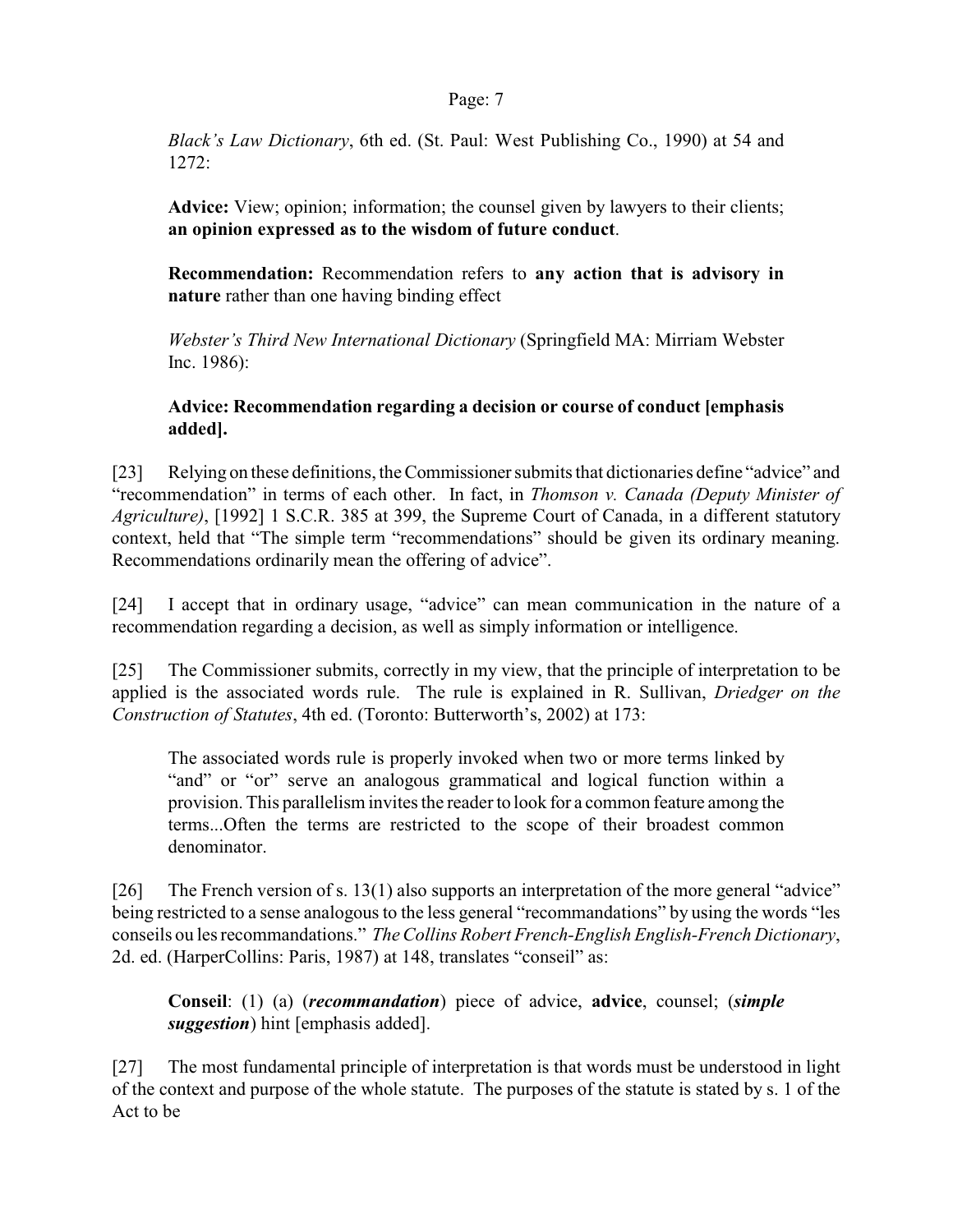*Black's Law Dictionary*, 6th ed. (St. Paul: West Publishing Co., 1990) at 54 and 1272:

> **Advice:** View; opinion; information; the counsel given by lawyers to their clients; **an opinion expressed as to the wisdom of future conduct**.
>
> **Recommendation:** Recommendation refers to **any action that is advisory in nature** rather than one having binding effect

*Webster's Third New International Dictionary* (Springfield MA: Mirriam Webster Inc. 1986):

> **Advice: Recommendation regarding a decision or course of conduct [emphasis added].**

[23] Relying on these definitions, the Commissioner submits that dictionaries define "advice" and "recommendation" in terms of each other. In fact, in *Thomson v. Canada (Deputy Minister of Agriculture)*, [1992] 1 S.C.R. 385 at 399, the Supreme Court of Canada, in a different statutory context, held that "The simple term "recommendations" should be given its ordinary meaning. Recommendations ordinarily mean the offering of advice".

[24] I accept that in ordinary usage, "advice" can mean communication in the nature of a recommendation regarding a decision, as well as simply information or intelligence.

[25] The Commissioner submits, correctly in my view, that the principle of interpretation to be applied is the associated words rule. The rule is explained in R. Sullivan, *Driedger on the Construction of Statutes*, 4th ed. (Toronto: Butterworth's, 2002) at 173:

> The associated words rule is properly invoked when two or more terms linked by "and" or "or" serve an analogous grammatical and logical function within a provision. This parallelism invites the reader to look for a common feature among the terms...Often the terms are restricted to the scope of their broadest common denominator.

[26] The French version of s. 13(1) also supports an interpretation of the more general "advice" being restricted to a sense analogous to the less general "recommandations" by using the words "les conseils ou les recommandations." *The Collins Robert French-English English-French Dictionary*, 2d. ed. (HarperCollins: Paris, 1987) at 148, translates "conseil" as:

> **Conseil**: (1) (a) (***recommandation***) piece of advice, **advice**, counsel; (***simple suggestion***) hint [emphasis added].

[27] The most fundamental principle of interpretation is that words must be understood in light of the context and purpose of the whole statute. The purposes of the statute is stated by s. 1 of the Act to be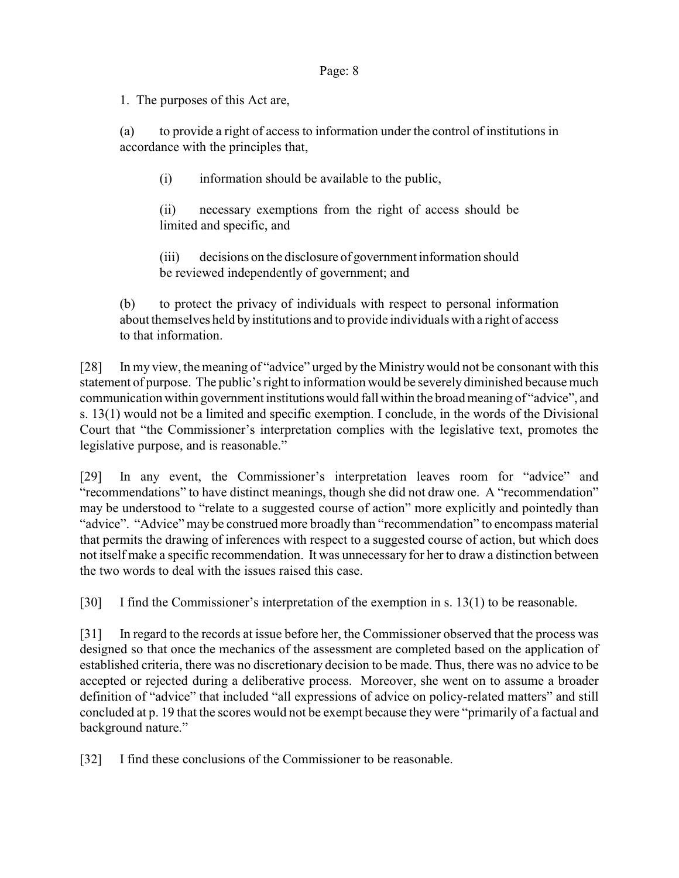1. The purposes of this Act are,

(a) to provide a right of access to information under the control of institutions in accordance with the principles that,

(i) information should be available to the public,

(ii) necessary exemptions from the right of access should be limited and specific, and

(iii) decisions on the disclosure of government information should be reviewed independently of government; and

(b) to protect the privacy of individuals with respect to personal information about themselves held by institutions and to provide individuals with a right of access to that information.

[28] In my view, the meaning of "advice" urged by the Ministry would not be consonant with this statement of purpose. The public's right to information would be severely diminished because much communication within government institutions would fall within the broad meaning of "advice", and s. 13(1) would not be a limited and specific exemption. I conclude, in the words of the Divisional Court that "the Commissioner's interpretation complies with the legislative text, promotes the legislative purpose, and is reasonable."

[29] In any event, the Commissioner's interpretation leaves room for "advice" and "recommendations" to have distinct meanings, though she did not draw one. A "recommendation" may be understood to "relate to a suggested course of action" more explicitly and pointedly than "advice". "Advice" may be construed more broadly than "recommendation" to encompass material that permits the drawing of inferences with respect to a suggested course of action, but which does not itself make a specific recommendation. It was unnecessary for her to draw a distinction between the two words to deal with the issues raised this case.

[30] I find the Commissioner's interpretation of the exemption in s. 13(1) to be reasonable.

[31] In regard to the records at issue before her, the Commissioner observed that the process was designed so that once the mechanics of the assessment are completed based on the application of established criteria, there was no discretionary decision to be made. Thus, there was no advice to be accepted or rejected during a deliberative process. Moreover, she went on to assume a broader definition of "advice" that included "all expressions of advice on policy-related matters" and still concluded at p. 19 that the scores would not be exempt because they were "primarily of a factual and background nature."

[32] I find these conclusions of the Commissioner to be reasonable.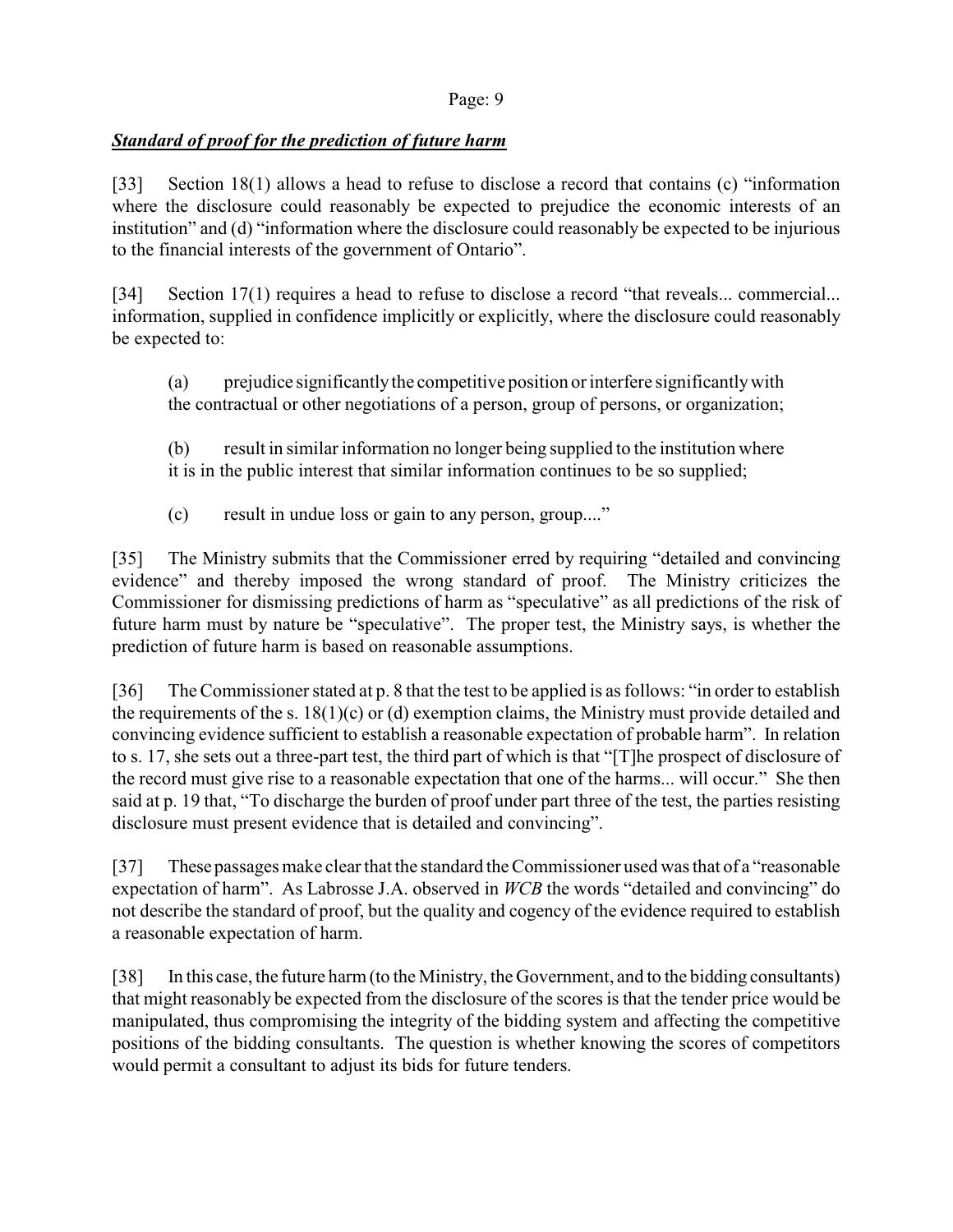***Standard of proof for the prediction of future harm***

[33] Section 18(1) allows a head to refuse to disclose a record that contains (c) "information where the disclosure could reasonably be expected to prejudice the economic interests of an institution" and (d) "information where the disclosure could reasonably be expected to be injurious to the financial interests of the government of Ontario".

[34] Section 17(1) requires a head to refuse to disclose a record "that reveals... commercial... information, supplied in confidence implicitly or explicitly, where the disclosure could reasonably be expected to:

> (a) prejudice significantly the competitive position or interfere significantly with the contractual or other negotiations of a person, group of persons, or organization;
>
> (b) result in similar information no longer being supplied to the institution where it is in the public interest that similar information continues to be so supplied;
>
> (c) result in undue loss or gain to any person, group...."

[35] The Ministry submits that the Commissioner erred by requiring "detailed and convincing evidence" and thereby imposed the wrong standard of proof. The Ministry criticizes the Commissioner for dismissing predictions of harm as "speculative" as all predictions of the risk of future harm must by nature be "speculative". The proper test, the Ministry says, is whether the prediction of future harm is based on reasonable assumptions.

[36] The Commissioner stated at p. 8 that the test to be applied is as follows: "in order to establish the requirements of the s. 18(1)(c) or (d) exemption claims, the Ministry must provide detailed and convincing evidence sufficient to establish a reasonable expectation of probable harm". In relation to s. 17, she sets out a three-part test, the third part of which is that "[T]he prospect of disclosure of the record must give rise to a reasonable expectation that one of the harms... will occur." She then said at p. 19 that, "To discharge the burden of proof under part three of the test, the parties resisting disclosure must present evidence that is detailed and convincing".

[37] These passages make clear that the standard the Commissioner used was that of a "reasonable expectation of harm". As Labrosse J.A. observed in *WCB* the words "detailed and convincing" do not describe the standard of proof, but the quality and cogency of the evidence required to establish a reasonable expectation of harm.

[38] In this case, the future harm (to the Ministry, the Government, and to the bidding consultants) that might reasonably be expected from the disclosure of the scores is that the tender price would be manipulated, thus compromising the integrity of the bidding system and affecting the competitive positions of the bidding consultants. The question is whether knowing the scores of competitors would permit a consultant to adjust its bids for future tenders.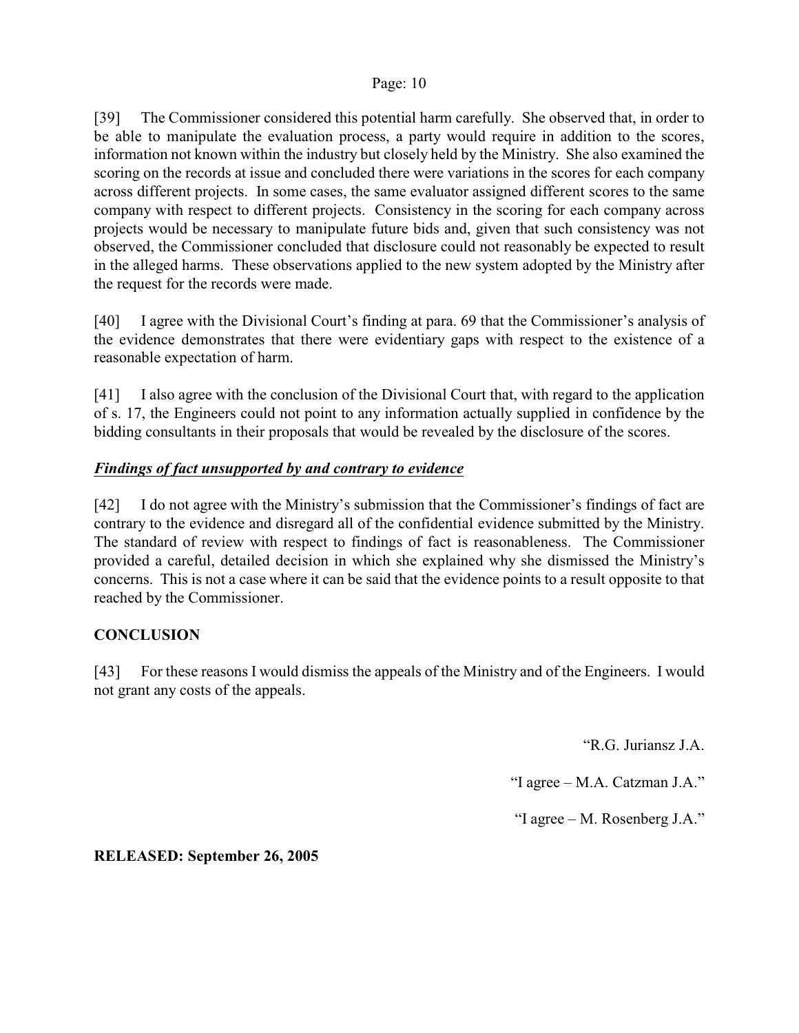[39] The Commissioner considered this potential harm carefully. She observed that, in order to be able to manipulate the evaluation process, a party would require in addition to the scores, information not known within the industry but closely held by the Ministry. She also examined the scoring on the records at issue and concluded there were variations in the scores for each company across different projects. In some cases, the same evaluator assigned different scores to the same company with respect to different projects. Consistency in the scoring for each company across projects would be necessary to manipulate future bids and, given that such consistency was not observed, the Commissioner concluded that disclosure could not reasonably be expected to result in the alleged harms. These observations applied to the new system adopted by the Ministry after the request for the records were made.

[40] I agree with the Divisional Court's finding at para. 69 that the Commissioner's analysis of the evidence demonstrates that there were evidentiary gaps with respect to the existence of a reasonable expectation of harm.

[41] I also agree with the conclusion of the Divisional Court that, with regard to the application of s. 17, the Engineers could not point to any information actually supplied in confidence by the bidding consultants in their proposals that would be revealed by the disclosure of the scores.

***Findings of fact unsupported by and contrary to evidence***

[42] I do not agree with the Ministry's submission that the Commissioner's findings of fact are contrary to the evidence and disregard all of the confidential evidence submitted by the Ministry. The standard of review with respect to findings of fact is reasonableness. The Commissioner provided a careful, detailed decision in which she explained why she dismissed the Ministry's concerns. This is not a case where it can be said that the evidence points to a result opposite to that reached by the Commissioner.

**CONCLUSION**

[43] For these reasons I would dismiss the appeals of the Ministry and of the Engineers. I would not grant any costs of the appeals.

"R.G. Juriansz J.A.

"I agree – M.A. Catzman J.A."

"I agree – M. Rosenberg J.A."

**RELEASED: September 26, 2005**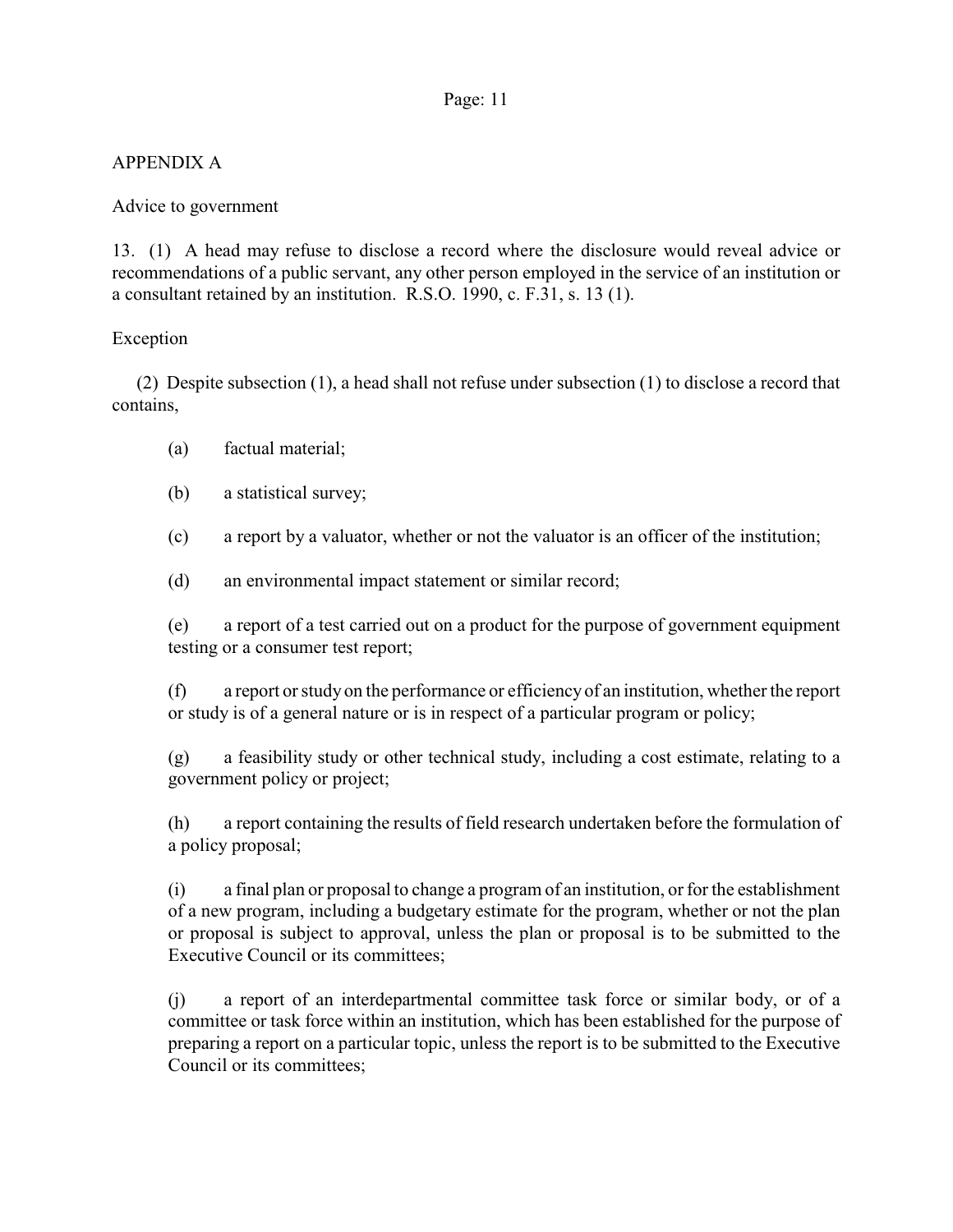APPENDIX A

Advice to government

13. (1) A head may refuse to disclose a record where the disclosure would reveal advice or recommendations of a public servant, any other person employed in the service of an institution or a consultant retained by an institution. R.S.O. 1990, c. F.31, s. 13 (1).

Exception

(2) Despite subsection (1), a head shall not refuse under subsection (1) to disclose a record that contains,

(a) factual material;

(b) a statistical survey;

(c) a report by a valuator, whether or not the valuator is an officer of the institution;

(d) an environmental impact statement or similar record;

(e) a report of a test carried out on a product for the purpose of government equipment testing or a consumer test report;

(f) a report or study on the performance or efficiency of an institution, whether the report or study is of a general nature or is in respect of a particular program or policy;

(g) a feasibility study or other technical study, including a cost estimate, relating to a government policy or project;

(h) a report containing the results of field research undertaken before the formulation of a policy proposal;

(i) a final plan or proposal to change a program of an institution, or for the establishment of a new program, including a budgetary estimate for the program, whether or not the plan or proposal is subject to approval, unless the plan or proposal is to be submitted to the Executive Council or its committees;

(j) a report of an interdepartmental committee task force or similar body, or of a committee or task force within an institution, which has been established for the purpose of preparing a report on a particular topic, unless the report is to be submitted to the Executive Council or its committees;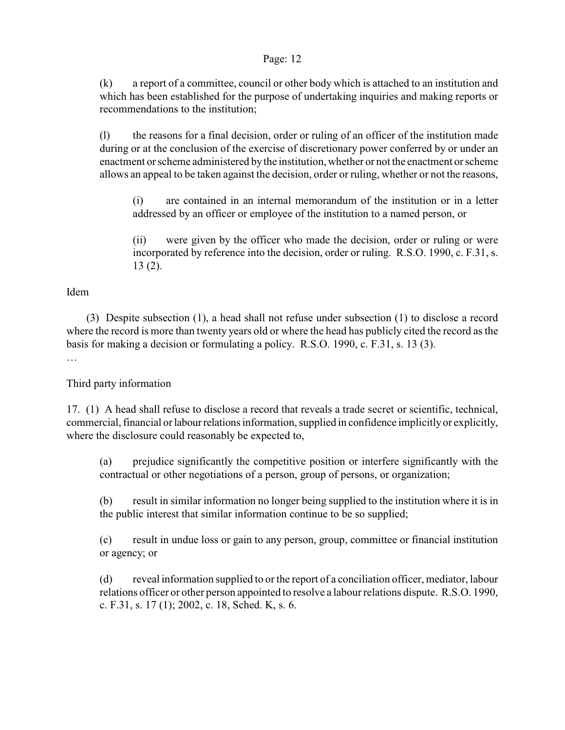(k) a report of a committee, council or other body which is attached to an institution and which has been established for the purpose of undertaking inquiries and making reports or recommendations to the institution;

(l) the reasons for a final decision, order or ruling of an officer of the institution made during or at the conclusion of the exercise of discretionary power conferred by or under an enactment or scheme administered by the institution, whether or not the enactment or scheme allows an appeal to be taken against the decision, order or ruling, whether or not the reasons,

(i) are contained in an internal memorandum of the institution or in a letter addressed by an officer or employee of the institution to a named person, or

(ii) were given by the officer who made the decision, order or ruling or were incorporated by reference into the decision, order or ruling. R.S.O. 1990, c. F.31, s. 13 (2).

Idem

(3) Despite subsection (1), a head shall not refuse under subsection (1) to disclose a record where the record is more than twenty years old or where the head has publicly cited the record as the basis for making a decision or formulating a policy. R.S.O. 1990, c. F.31, s. 13 (3).
…

Third party information

17. (1) A head shall refuse to disclose a record that reveals a trade secret or scientific, technical, commercial, financial or labour relations information, supplied in confidence implicitly or explicitly, where the disclosure could reasonably be expected to,

(a) prejudice significantly the competitive position or interfere significantly with the contractual or other negotiations of a person, group of persons, or organization;

(b) result in similar information no longer being supplied to the institution where it is in the public interest that similar information continue to be so supplied;

(c) result in undue loss or gain to any person, group, committee or financial institution or agency; or

(d) reveal information supplied to or the report of a conciliation officer, mediator, labour relations officer or other person appointed to resolve a labour relations dispute. R.S.O. 1990, c. F.31, s. 17 (1); 2002, c. 18, Sched. K, s. 6.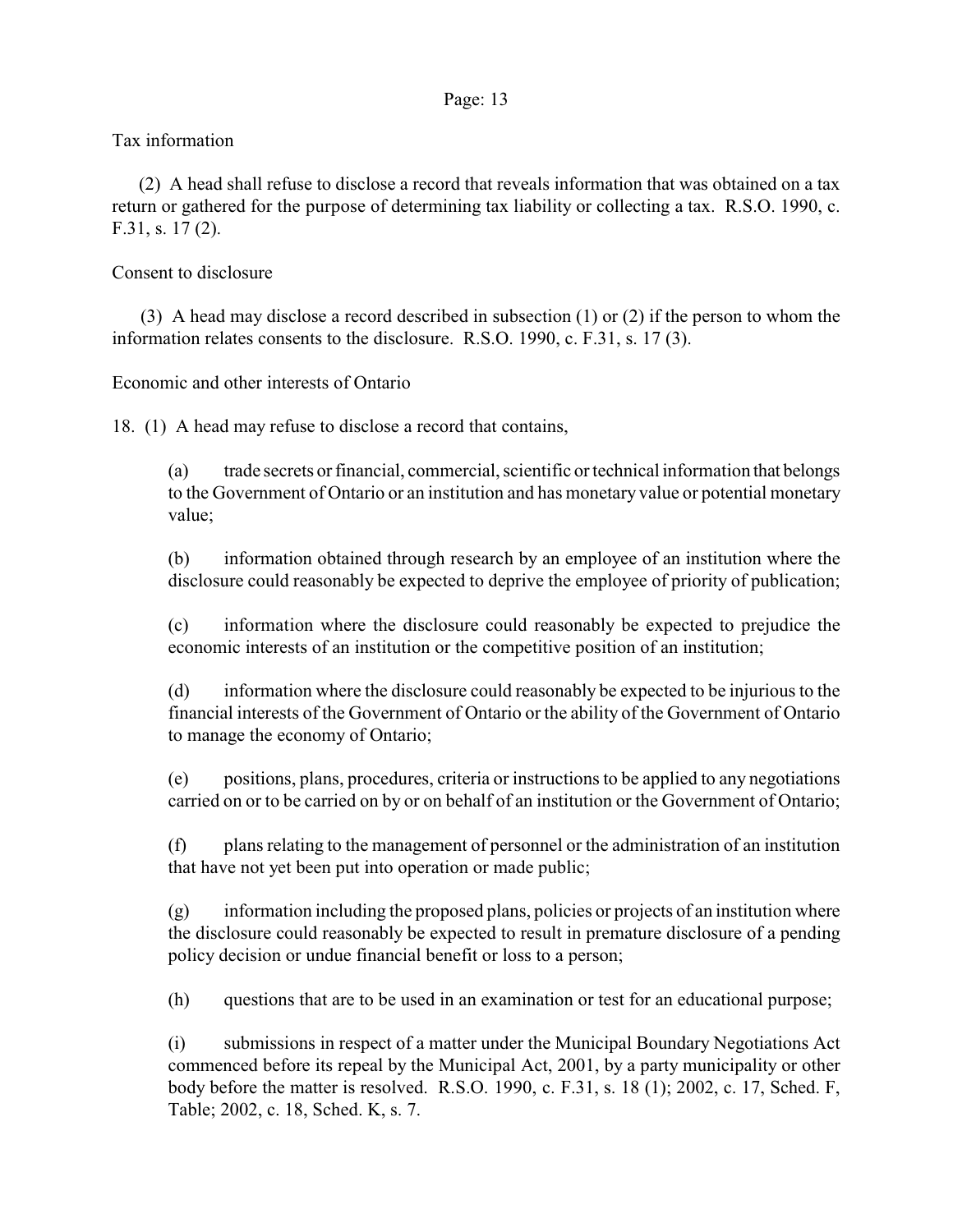Tax information

(2) A head shall refuse to disclose a record that reveals information that was obtained on a tax return or gathered for the purpose of determining tax liability or collecting a tax. R.S.O. 1990, c. F.31, s. 17 (2).

Consent to disclosure

(3) A head may disclose a record described in subsection (1) or (2) if the person to whom the information relates consents to the disclosure. R.S.O. 1990, c. F.31, s. 17 (3).

Economic and other interests of Ontario

18. (1) A head may refuse to disclose a record that contains,

(a) trade secrets or financial, commercial, scientific or technical information that belongs to the Government of Ontario or an institution and has monetary value or potential monetary value;

(b) information obtained through research by an employee of an institution where the disclosure could reasonably be expected to deprive the employee of priority of publication;

(c) information where the disclosure could reasonably be expected to prejudice the economic interests of an institution or the competitive position of an institution;

(d) information where the disclosure could reasonably be expected to be injurious to the financial interests of the Government of Ontario or the ability of the Government of Ontario to manage the economy of Ontario;

(e) positions, plans, procedures, criteria or instructions to be applied to any negotiations carried on or to be carried on by or on behalf of an institution or the Government of Ontario;

(f) plans relating to the management of personnel or the administration of an institution that have not yet been put into operation or made public;

(g) information including the proposed plans, policies or projects of an institution where the disclosure could reasonably be expected to result in premature disclosure of a pending policy decision or undue financial benefit or loss to a person;

(h) questions that are to be used in an examination or test for an educational purpose;

(i) submissions in respect of a matter under the Municipal Boundary Negotiations Act commenced before its repeal by the Municipal Act, 2001, by a party municipality or other body before the matter is resolved. R.S.O. 1990, c. F.31, s. 18 (1); 2002, c. 17, Sched. F, Table; 2002, c. 18, Sched. K, s. 7.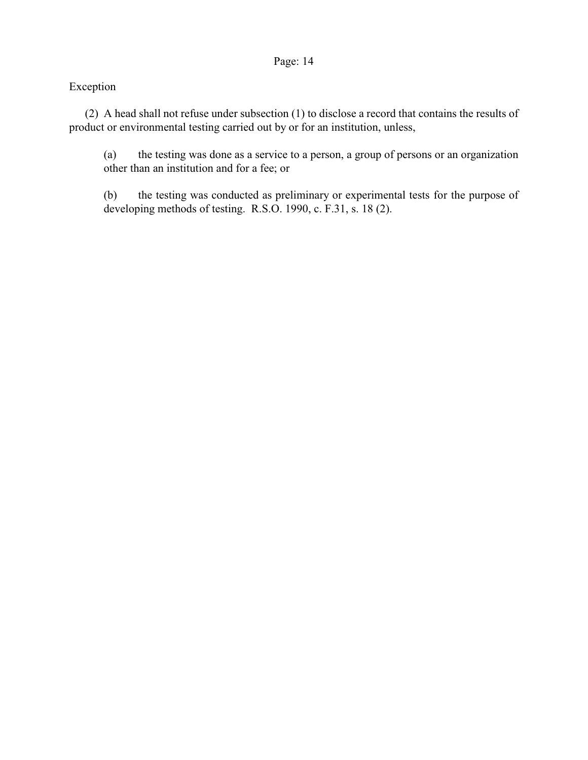Exception

(2) A head shall not refuse under subsection (1) to disclose a record that contains the results of product or environmental testing carried out by or for an institution, unless,

(a) the testing was done as a service to a person, a group of persons or an organization other than an institution and for a fee; or

(b) the testing was conducted as preliminary or experimental tests for the purpose of developing methods of testing. R.S.O. 1990, c. F.31, s. 18 (2).